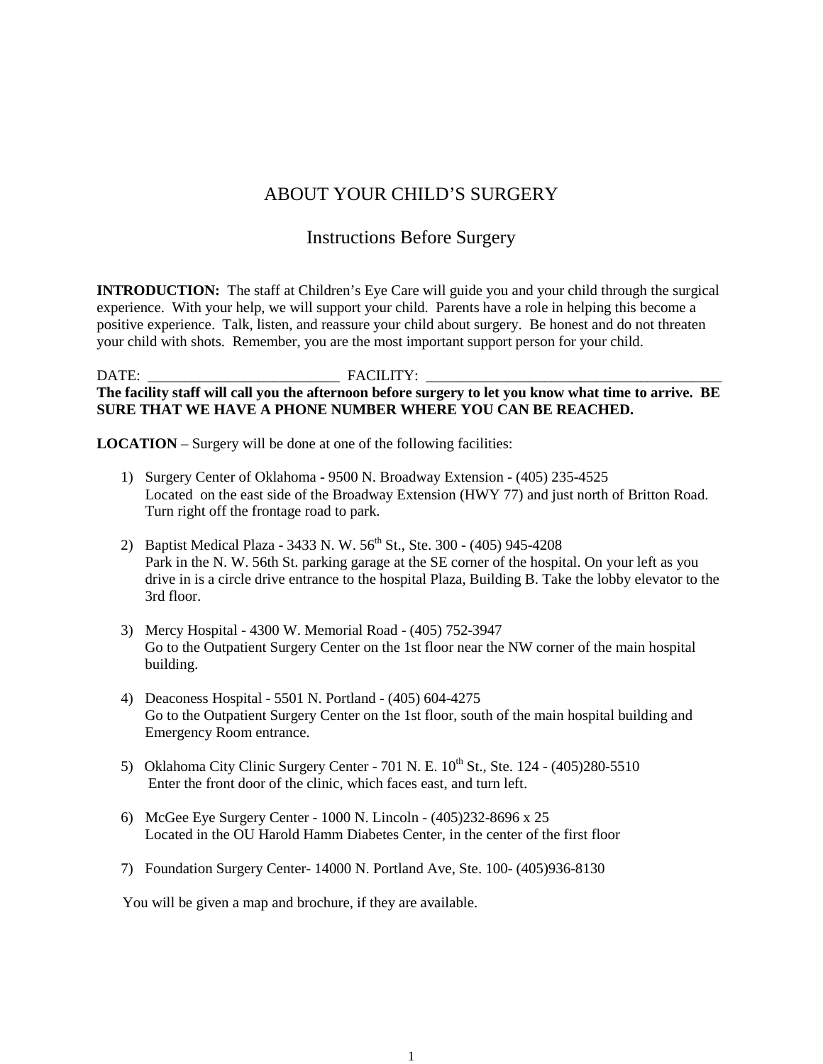# ABOUT YOUR CHILD'S SURGERY

## Instructions Before Surgery

**INTRODUCTION:** The staff at Children's Eye Care will guide you and your child through the surgical experience. With your help, we will support your child. Parents have a role in helping this become a positive experience. Talk, listen, and reassure your child about surgery. Be honest and do not threaten your child with shots. Remember, you are the most important support person for your child.

DATE: __________________________ FACILITY: ________________________________________

**The facility staff will call you the afternoon before surgery to let you know what time to arrive. BE SURE THAT WE HAVE A PHONE NUMBER WHERE YOU CAN BE REACHED.**

**LOCATION** – Surgery will be done at one of the following facilities:

1) Surgery Center of Oklahoma - 9500 N. Broadway Extension - (405) 235-4525
   Located on the east side of the Broadway Extension (HWY 77) and just north of Britton Road. Turn right off the frontage road to park.

2) Baptist Medical Plaza - 3433 N. W. 56th St., Ste. 300 - (405) 945-4208
   Park in the N. W. 56th St. parking garage at the SE corner of the hospital. On your left as you drive in is a circle drive entrance to the hospital Plaza, Building B. Take the lobby elevator to the 3rd floor.

3) Mercy Hospital - 4300 W. Memorial Road - (405) 752-3947
   Go to the Outpatient Surgery Center on the 1st floor near the NW corner of the main hospital building.

4) Deaconess Hospital - 5501 N. Portland - (405) 604-4275
   Go to the Outpatient Surgery Center on the 1st floor, south of the main hospital building and Emergency Room entrance.

5) Oklahoma City Clinic Surgery Center - 701 N. E. 10th St., Ste. 124 - (405)280-5510
   Enter the front door of the clinic, which faces east, and turn left.

6) McGee Eye Surgery Center - 1000 N. Lincoln - (405)232-8696 x 25
   Located in the OU Harold Hamm Diabetes Center, in the center of the first floor

7) Foundation Surgery Center- 14000 N. Portland Ave, Ste. 100- (405)936-8130

You will be given a map and brochure, if they are available.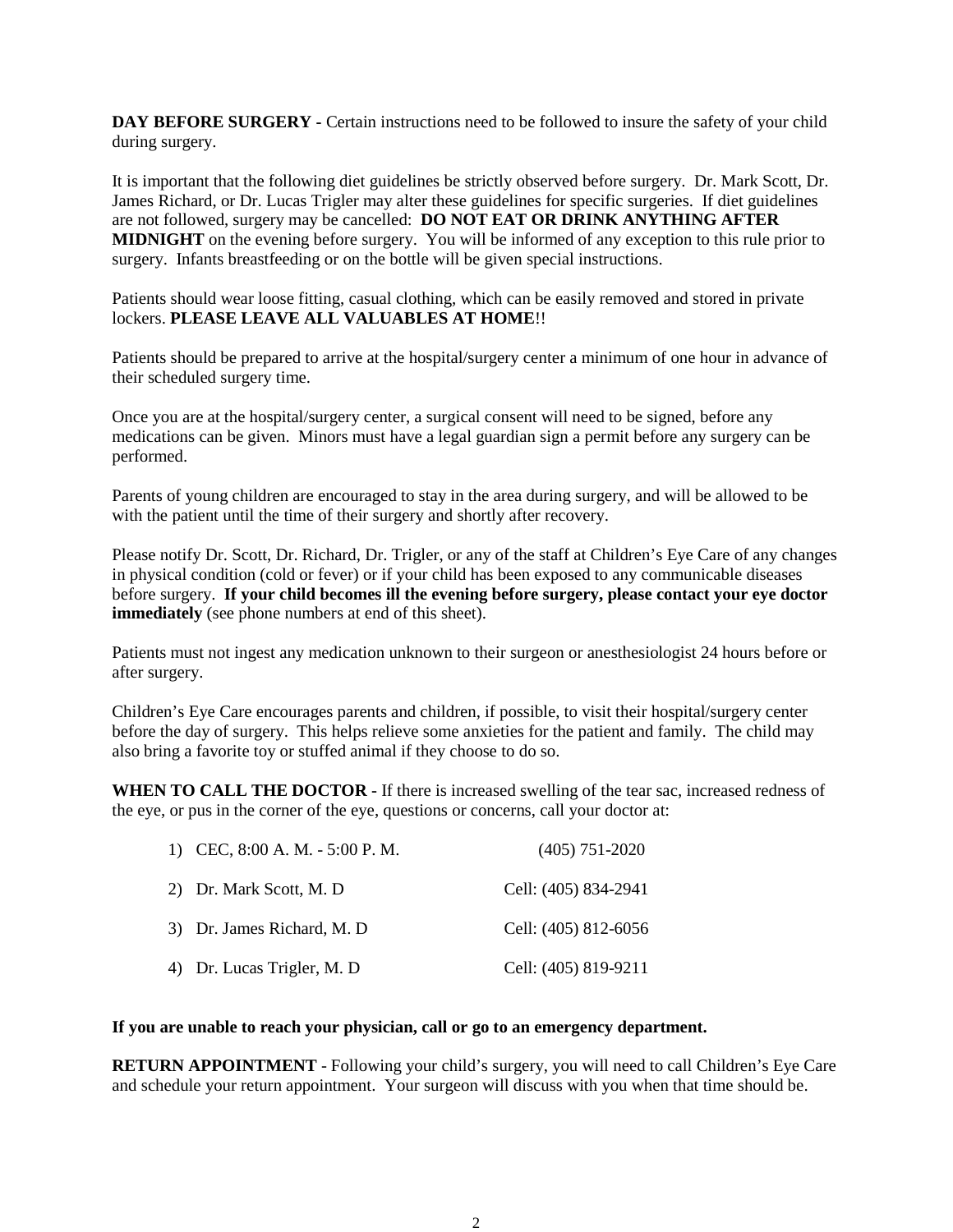**DAY BEFORE SURGERY -** Certain instructions need to be followed to insure the safety of your child during surgery.

It is important that the following diet guidelines be strictly observed before surgery. Dr. Mark Scott, Dr. James Richard, or Dr. Lucas Trigler may alter these guidelines for specific surgeries. If diet guidelines are not followed, surgery may be cancelled: **DO NOT EAT OR DRINK ANYTHING AFTER MIDNIGHT** on the evening before surgery. You will be informed of any exception to this rule prior to surgery. Infants breastfeeding or on the bottle will be given special instructions.

Patients should wear loose fitting, casual clothing, which can be easily removed and stored in private lockers. **PLEASE LEAVE ALL VALUABLES AT HOME**!!

Patients should be prepared to arrive at the hospital/surgery center a minimum of one hour in advance of their scheduled surgery time.

Once you are at the hospital/surgery center, a surgical consent will need to be signed, before any medications can be given. Minors must have a legal guardian sign a permit before any surgery can be performed.

Parents of young children are encouraged to stay in the area during surgery, and will be allowed to be with the patient until the time of their surgery and shortly after recovery.

Please notify Dr. Scott, Dr. Richard, Dr. Trigler, or any of the staff at Children's Eye Care of any changes in physical condition (cold or fever) or if your child has been exposed to any communicable diseases before surgery. **If your child becomes ill the evening before surgery, please contact your eye doctor immediately** (see phone numbers at end of this sheet).

Patients must not ingest any medication unknown to their surgeon or anesthesiologist 24 hours before or after surgery.

Children's Eye Care encourages parents and children, if possible, to visit their hospital/surgery center before the day of surgery. This helps relieve some anxieties for the patient and family. The child may also bring a favorite toy or stuffed animal if they choose to do so.

**WHEN TO CALL THE DOCTOR -** If there is increased swelling of the tear sac, increased redness of the eye, or pus in the corner of the eye, questions or concerns, call your doctor at:

| | |
|---|---|
| 1) CEC, 8:00 A. M. - 5:00 P. M. | (405) 751-2020 |
| 2) Dr. Mark Scott, M. D | Cell: (405) 834-2941 |
| 3) Dr. James Richard, M. D | Cell: (405) 812-6056 |
| 4) Dr. Lucas Trigler, M. D | Cell: (405) 819-9211 |

**If you are unable to reach your physician, call or go to an emergency department.**

**RETURN APPOINTMENT** - Following your child's surgery, you will need to call Children's Eye Care and schedule your return appointment. Your surgeon will discuss with you when that time should be.